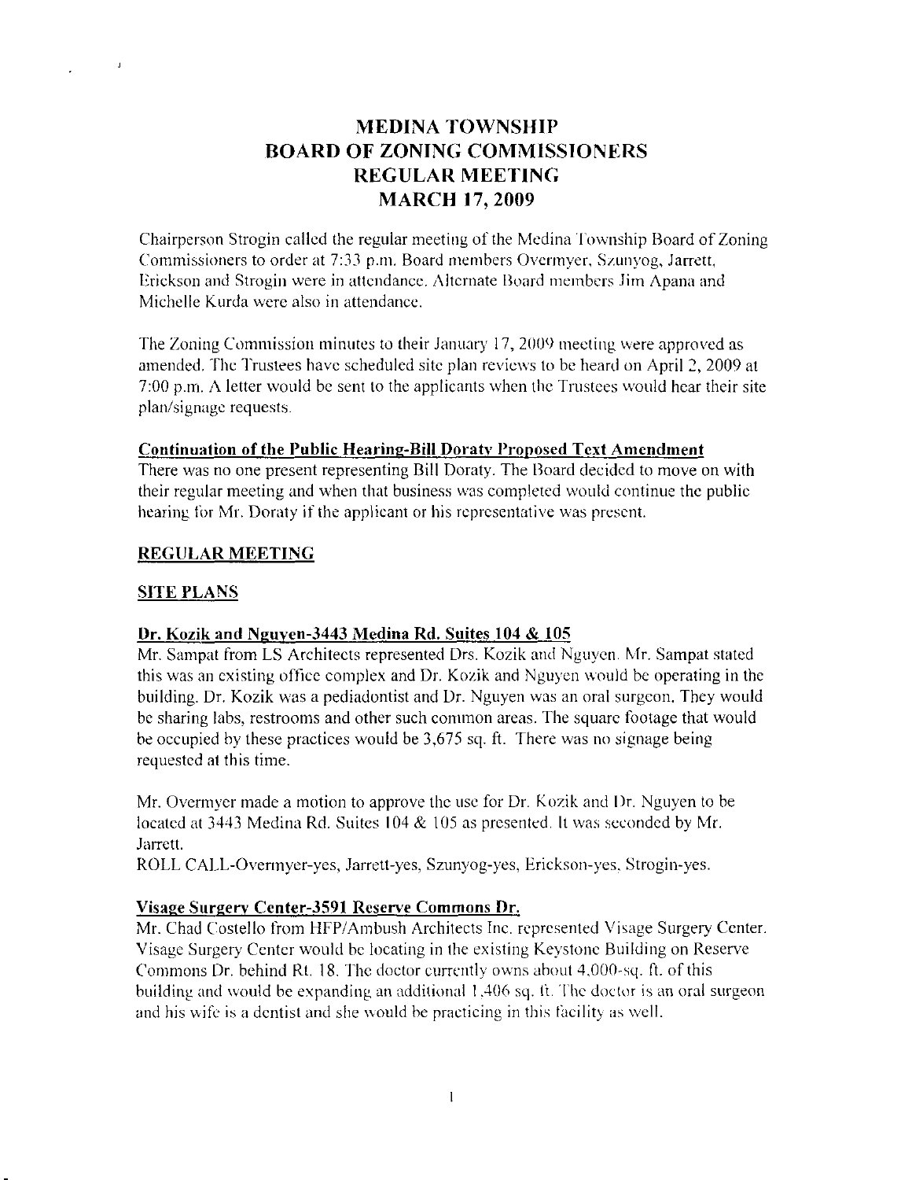# MEDINA TOWNSHIP
# BOARD OF ZONING COMMISSIONERS
# REGULAR MEETING
# MARCH 17, 2009

Chairperson Strogin called the regular meeting of the Medina Township Board of Zoning Commissioners to order at 7:33 p.m. Board members Overmyer, Szunyog, Jarrett, Erickson and Strogin were in attendance. Alternate Board members Jim Apana and Michelle Kurda were also in attendance.

The Zoning Commission minutes to their January 17, 2009 meeting were approved as amended. The Trustees have scheduled site plan reviews to be heard on April 2, 2009 at 7:00 p.m. A letter would be sent to the applicants when the Trustees would hear their site plan/signage requests.

**Continuation of the Public Hearing-Bill Doraty Proposed Text Amendment**

There was no one present representing Bill Doraty. The Board decided to move on with their regular meeting and when that business was completed would continue the public hearing for Mr. Doraty if the applicant or his representative was present.

**REGULAR MEETING**

**SITE PLANS**

**Dr. Kozik and Nguyen-3443 Medina Rd. Suites 104 & 105**

Mr. Sampat from LS Architects represented Drs. Kozik and Nguyen. Mr. Sampat stated this was an existing office complex and Dr. Kozik and Nguyen would be operating in the building. Dr. Kozik was a pediadontist and Dr. Nguyen was an oral surgeon. They would be sharing labs, restrooms and other such common areas. The square footage that would be occupied by these practices would be 3,675 sq. ft. There was no signage being requested at this time.

Mr. Overmyer made a motion to approve the use for Dr. Kozik and Dr. Nguyen to be located at 3443 Medina Rd. Suites 104 & 105 as presented. It was seconded by Mr. Jarrett.

ROLL CALL-Overmyer-yes, Jarrett-yes, Szunyog-yes, Erickson-yes, Strogin-yes.

**Visage Surgery Center-3591 Reserve Commons Dr.**

Mr. Chad Costello from HFP/Ambush Architects Inc. represented Visage Surgery Center. Visage Surgery Center would be locating in the existing Keystone Building on Reserve Commons Dr. behind Rt. 18. The doctor currently owns about 4,000-sq. ft. of this building and would be expanding an additional 1,406 sq. ft. The doctor is an oral surgeon and his wife is a dentist and she would be practicing in this facility as well.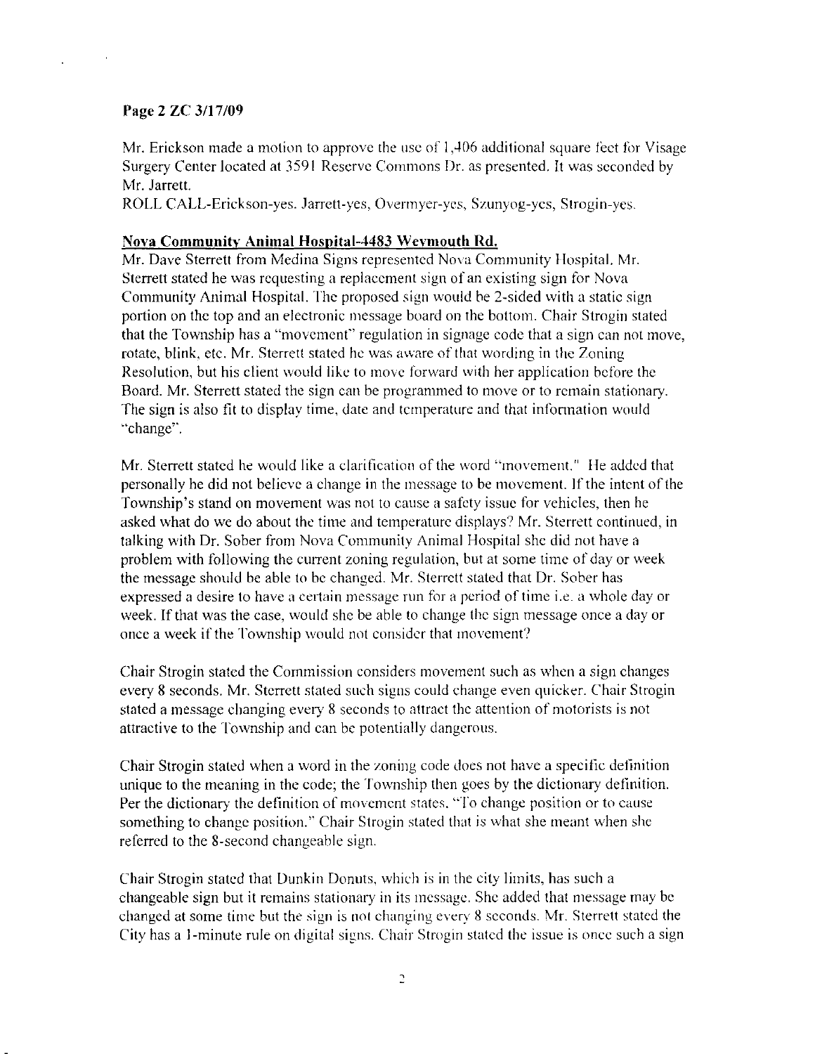**Page 2 ZC 3/17/09**

Mr. Erickson made a motion to approve the use of 1,406 additional square feet for Visage Surgery Center located at 3591 Reserve Commons Dr. as presented. It was seconded by Mr. Jarrett.

ROLL CALL-Erickson-yes. Jarrett-yes, Overmyer-yes, Szunyog-yes, Strogin-yes.

**Nova Community Animal Hospital-4483 Weymouth Rd.**

Mr. Dave Sterrett from Medina Signs represented Nova Community Hospital. Mr. Sterrett stated he was requesting a replacement sign of an existing sign for Nova Community Animal Hospital. The proposed sign would be 2-sided with a static sign portion on the top and an electronic message board on the bottom. Chair Strogin stated that the Township has a "movement" regulation in signage code that a sign can not move, rotate, blink, etc. Mr. Sterrett stated he was aware of that wording in the Zoning Resolution, but his client would like to move forward with her application before the Board. Mr. Sterrett stated the sign can be programmed to move or to remain stationary. The sign is also fit to display time, date and temperature and that information would "change".

Mr. Sterrett stated he would like a clarification of the word "movement." He added that personally he did not believe a change in the message to be movement. If the intent of the Township's stand on movement was not to cause a safety issue for vehicles, then he asked what do we do about the time and temperature displays? Mr. Sterrett continued, in talking with Dr. Sober from Nova Community Animal Hospital she did not have a problem with following the current zoning regulation, but at some time of day or week the message should be able to be changed. Mr. Sterrett stated that Dr. Sober has expressed a desire to have a certain message run for a period of time i.e. a whole day or week. If that was the case, would she be able to change the sign message once a day or once a week if the Township would not consider that movement?

Chair Strogin stated the Commission considers movement such as when a sign changes every 8 seconds. Mr. Sterrett stated such signs could change even quicker. Chair Strogin stated a message changing every 8 seconds to attract the attention of motorists is not attractive to the Township and can be potentially dangerous.

Chair Strogin stated when a word in the zoning code does not have a specific definition unique to the meaning in the code; the Township then goes by the dictionary definition. Per the dictionary the definition of movement states. "To change position or to cause something to change position." Chair Strogin stated that is what she meant when she referred to the 8-second changeable sign.

Chair Strogin stated that Dunkin Donuts, which is in the city limits, has such a changeable sign but it remains stationary in its message. She added that message may be changed at some time but the sign is not changing every 8 seconds. Mr. Sterrett stated the City has a 1-minute rule on digital signs. Chair Strogin stated the issue is once such a sign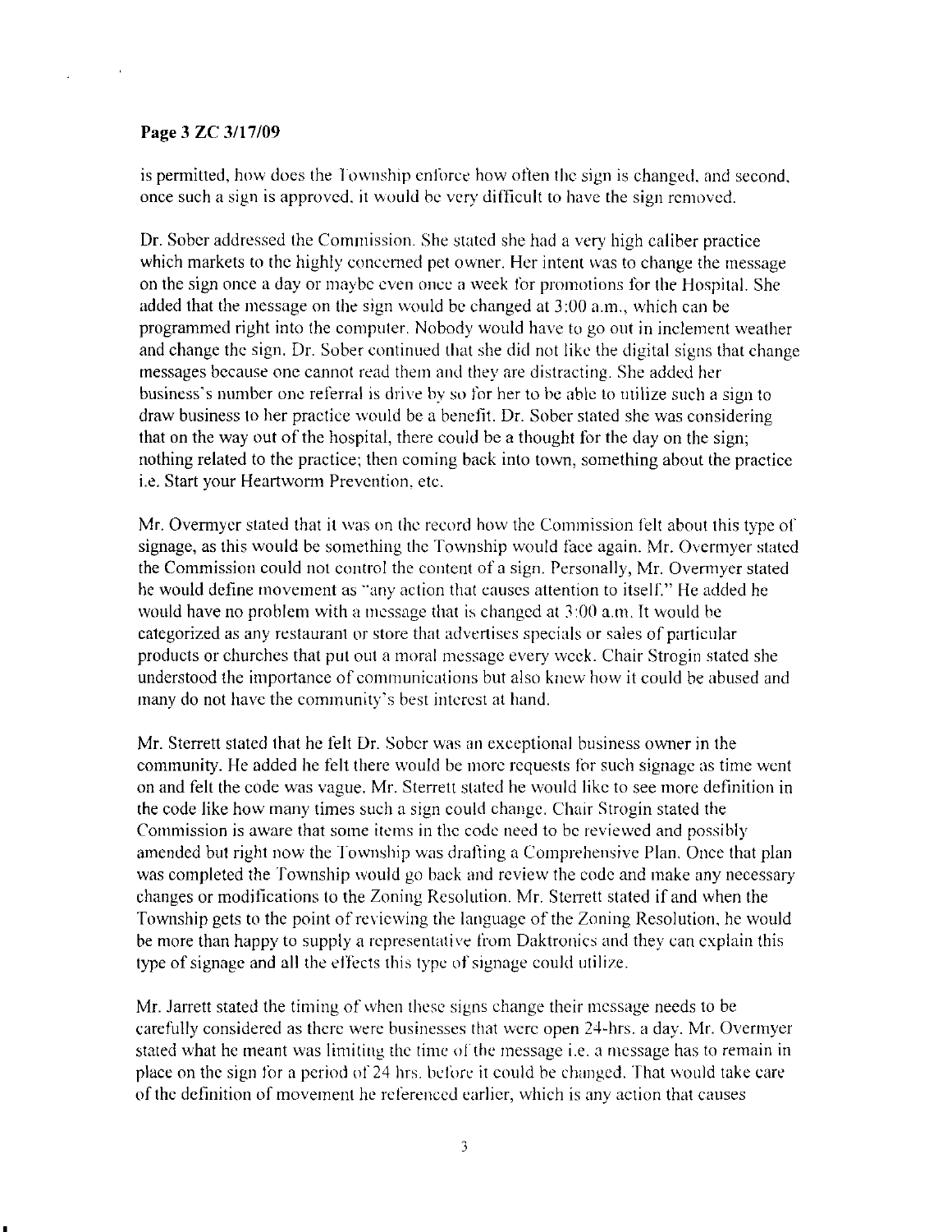is permitted, how does the Township enforce how often the sign is changed, and second, once such a sign is approved, it would be very difficult to have the sign removed.

Dr. Sober addressed the Commission. She stated she had a very high caliber practice which markets to the highly concerned pet owner. Her intent was to change the message on the sign once a day or maybe even once a week for promotions for the Hospital. She added that the message on the sign would be changed at 3:00 a.m., which can be programmed right into the computer. Nobody would have to go out in inclement weather and change the sign. Dr. Sober continued that she did not like the digital signs that change messages because one cannot read them and they are distracting. She added her business's number one referral is drive by so for her to be able to utilize such a sign to draw business to her practice would be a benefit. Dr. Sober stated she was considering that on the way out of the hospital, there could be a thought for the day on the sign; nothing related to the practice; then coming back into town, something about the practice i.e. Start your Heartworm Prevention, etc.

Mr. Overmyer stated that it was on the record how the Commission felt about this type of signage, as this would be something the Township would face again. Mr. Overmyer stated the Commission could not control the content of a sign. Personally, Mr. Overmyer stated he would define movement as "any action that causes attention to itself." He added he would have no problem with a message that is changed at 3:00 a.m. It would be categorized as any restaurant or store that advertises specials or sales of particular products or churches that put out a moral message every week. Chair Strogin stated she understood the importance of communications but also knew how it could be abused and many do not have the community's best interest at hand.

Mr. Sterrett stated that he felt Dr. Sober was an exceptional business owner in the community. He added he felt there would be more requests for such signage as time went on and felt the code was vague. Mr. Sterrett stated he would like to see more definition in the code like how many times such a sign could change. Chair Strogin stated the Commission is aware that some items in the code need to be reviewed and possibly amended but right now the Township was drafting a Comprehensive Plan. Once that plan was completed the Township would go back and review the code and make any necessary changes or modifications to the Zoning Resolution. Mr. Sterrett stated if and when the Township gets to the point of reviewing the language of the Zoning Resolution, he would be more than happy to supply a representative from Daktronics and they can explain this type of signage and all the effects this type of signage could utilize.

Mr. Jarrett stated the timing of when these signs change their message needs to be carefully considered as there were businesses that were open 24-hrs. a day. Mr. Overmyer stated what he meant was limiting the time of the message i.e. a message has to remain in place on the sign for a period of 24 hrs. before it could be changed. That would take care of the definition of movement he referenced earlier, which is any action that causes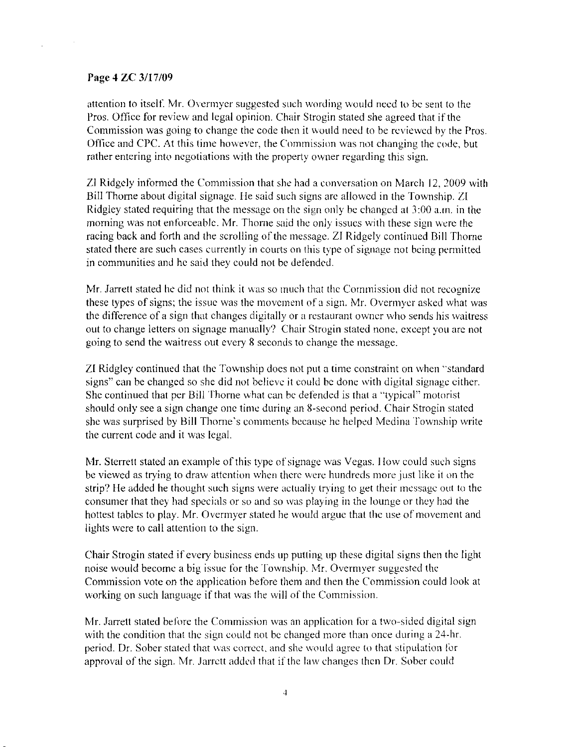attention to itself. Mr. Overmyer suggested such wording would need to be sent to the Pros. Office for review and legal opinion. Chair Strogin stated she agreed that if the Commission was going to change the code then it would need to be reviewed by the Pros. Office and CPC. At this time however, the Commission was not changing the code, but rather entering into negotiations with the property owner regarding this sign.

ZI Ridgely informed the Commission that she had a conversation on March 12, 2009 with Bill Thorne about digital signage. He said such signs are allowed in the Township. ZI Ridgley stated requiring that the message on the sign only be changed at 3:00 a.m. in the morning was not enforceable. Mr. Thorne said the only issues with these sign were the racing back and forth and the scrolling of the message. ZI Ridgely continued Bill Thorne stated there are such cases currently in courts on this type of signage not being permitted in communities and he said they could not be defended.

Mr. Jarrett stated he did not think it was so much that the Commission did not recognize these types of signs; the issue was the movement of a sign. Mr. Overmyer asked what was the difference of a sign that changes digitally or a restaurant owner who sends his waitress out to change letters on signage manually? Chair Strogin stated none, except you are not going to send the waitress out every 8 seconds to change the message.

ZI Ridgley continued that the Township does not put a time constraint on when "standard signs" can be changed so she did not believe it could be done with digital signage either. She continued that per Bill Thorne what can be defended is that a "typical" motorist should only see a sign change one time during an 8-second period. Chair Strogin stated she was surprised by Bill Thorne's comments because he helped Medina Township write the current code and it was legal.

Mr. Sterrett stated an example of this type of signage was Vegas. How could such signs be viewed as trying to draw attention when there were hundreds more just like it on the strip? He added he thought such signs were actually trying to get their message out to the consumer that they had specials or so and so was playing in the lounge or they had the hottest tables to play. Mr. Overmyer stated he would argue that the use of movement and lights were to call attention to the sign.

Chair Strogin stated if every business ends up putting up these digital signs then the light noise would become a big issue for the Township. Mr. Overmyer suggested the Commission vote on the application before them and then the Commission could look at working on such language if that was the will of the Commission.

Mr. Jarrett stated before the Commission was an application for a two-sided digital sign with the condition that the sign could not be changed more than once during a 24-hr. period. Dr. Sober stated that was correct, and she would agree to that stipulation for approval of the sign. Mr. Jarrett added that if the law changes then Dr. Sober could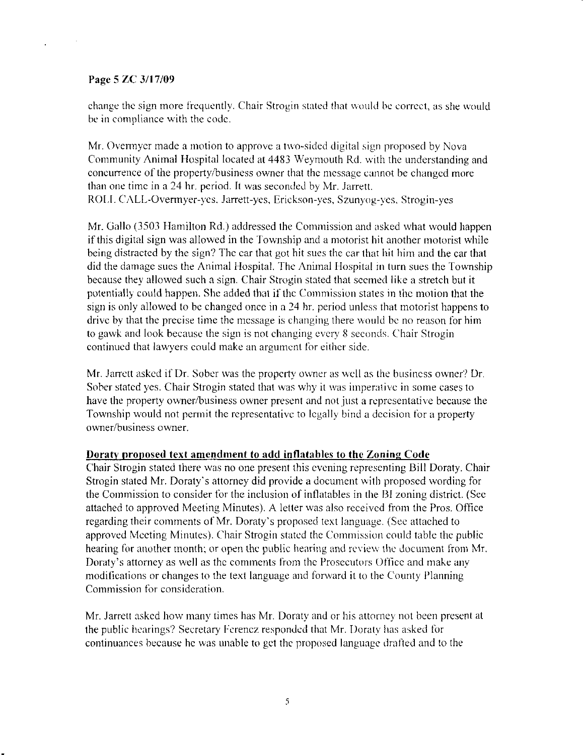Page 5 ZC 3/17/09

change the sign more frequently. Chair Strogin stated that would be correct, as she would be in compliance with the code.

Mr. Overmyer made a motion to approve a two-sided digital sign proposed by Nova Community Animal Hospital located at 4483 Weymouth Rd. with the understanding and concurrence of the property/business owner that the message cannot be changed more than one time in a 24 hr. period. It was seconded by Mr. Jarrett.
ROLL CALL-Overmyer-yes, Jarrett-yes, Erickson-yes, Szunyog-yes, Strogin-yes

Mr. Gallo (3503 Hamilton Rd.) addressed the Commission and asked what would happen if this digital sign was allowed in the Township and a motorist hit another motorist while being distracted by the sign? The car that got hit sues the car that hit him and the car that did the damage sues the Animal Hospital. The Animal Hospital in turn sues the Township because they allowed such a sign. Chair Strogin stated that seemed like a stretch but it potentially could happen. She added that if the Commission states in the motion that the sign is only allowed to be changed once in a 24 hr. period unless that motorist happens to drive by that the precise time the message is changing there would be no reason for him to gawk and look because the sign is not changing every 8 seconds. Chair Strogin continued that lawyers could make an argument for either side.

Mr. Jarrett asked if Dr. Sober was the property owner as well as the business owner? Dr. Sober stated yes. Chair Strogin stated that was why it was imperative in some cases to have the property owner/business owner present and not just a representative because the Township would not permit the representative to legally bind a decision for a property owner/business owner.

**Doraty proposed text amendment to add inflatables to the Zoning Code**

Chair Strogin stated there was no one present this evening representing Bill Doraty. Chair Strogin stated Mr. Doraty's attorney did provide a document with proposed wording for the Commission to consider for the inclusion of inflatables in the BI zoning district. (See attached to approved Meeting Minutes). A letter was also received from the Pros. Office regarding their comments of Mr. Doraty's proposed text language. (See attached to approved Meeting Minutes). Chair Strogin stated the Commission could table the public hearing for another month; or open the public hearing and review the document from Mr. Doraty's attorney as well as the comments from the Prosecutors Office and make any modifications or changes to the text language and forward it to the County Planning Commission for consideration.

Mr. Jarrett asked how many times has Mr. Doraty and or his attorney not been present at the public hearings? Secretary Ferencz responded that Mr. Doraty has asked for continuances because he was unable to get the proposed language drafted and to the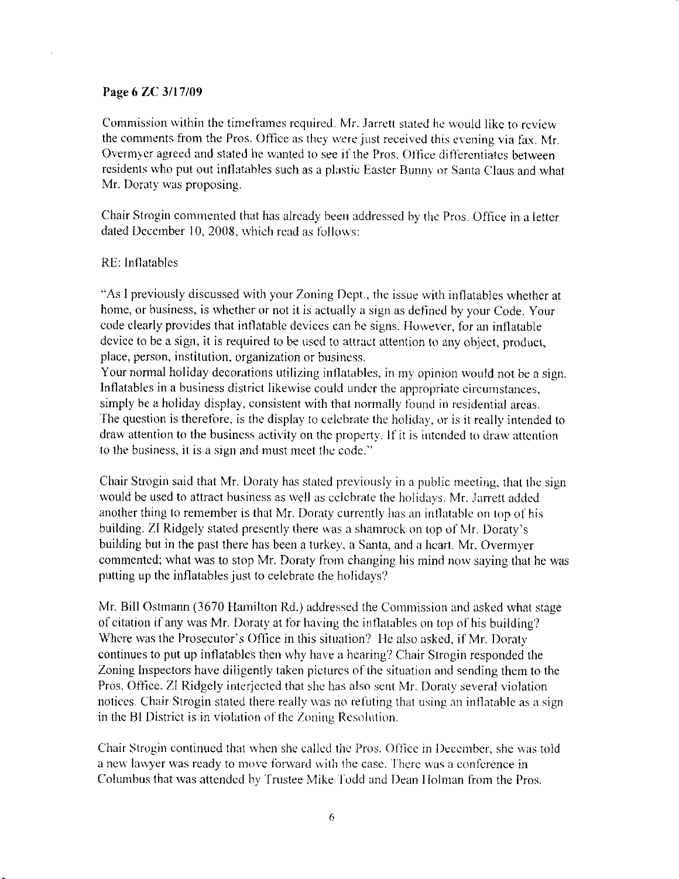Commission within the timeframes required. Mr. Jarrett stated he would like to review the comments from the Pros. Office as they were just received this evening via fax. Mr. Overmyer agreed and stated he wanted to see if the Pros. Office differentiates between residents who put out inflatables such as a plastic Easter Bunny or Santa Claus and what Mr. Doraty was proposing.

Chair Strogin commented that has already been addressed by the Pros. Office in a letter dated December 10, 2008, which read as follows:

RE: Inflatables

"As I previously discussed with your Zoning Dept., the issue with inflatables whether at home, or business, is whether or not it is actually a sign as defined by your Code. Your code clearly provides that inflatable devices can be signs. However, for an inflatable device to be a sign, it is required to be used to attract attention to any object, product, place, person, institution, organization or business.
Your normal holiday decorations utilizing inflatables, in my opinion would not be a sign. Inflatables in a business district likewise could under the appropriate circumstances, simply be a holiday display, consistent with that normally found in residential areas. The question is therefore, is the display to celebrate the holiday, or is it really intended to draw attention to the business activity on the property. If it is intended to draw attention to the business, it is a sign and must meet the code."

Chair Strogin said that Mr. Doraty has stated previously in a public meeting, that the sign would be used to attract business as well as celebrate the holidays. Mr. Jarrett added another thing to remember is that Mr. Doraty currently has an inflatable on top of his building. ZI Ridgely stated presently there was a shamrock on top of Mr. Doraty's building but in the past there has been a turkey, a Santa, and a heart. Mr. Overmyer commented; what was to stop Mr. Doraty from changing his mind now saying that he was putting up the inflatables just to celebrate the holidays?

Mr. Bill Ostmann (3670 Hamilton Rd.) addressed the Commission and asked what stage of citation if any was Mr. Doraty at for having the inflatables on top of his building? Where was the Prosecutor's Office in this situation? He also asked, if Mr. Doraty continues to put up inflatables then why have a hearing? Chair Strogin responded the Zoning Inspectors have diligently taken pictures of the situation and sending them to the Pros. Office. ZI Ridgely interjected that she has also sent Mr. Doraty several violation notices. Chair Strogin stated there really was no refuting that using an inflatable as a sign in the BI District is in violation of the Zoning Resolution.

Chair Strogin continued that when she called the Pros. Office in December, she was told a new lawyer was ready to move forward with the case. There was a conference in Columbus that was attended by Trustee Mike Todd and Dean Holman from the Pros.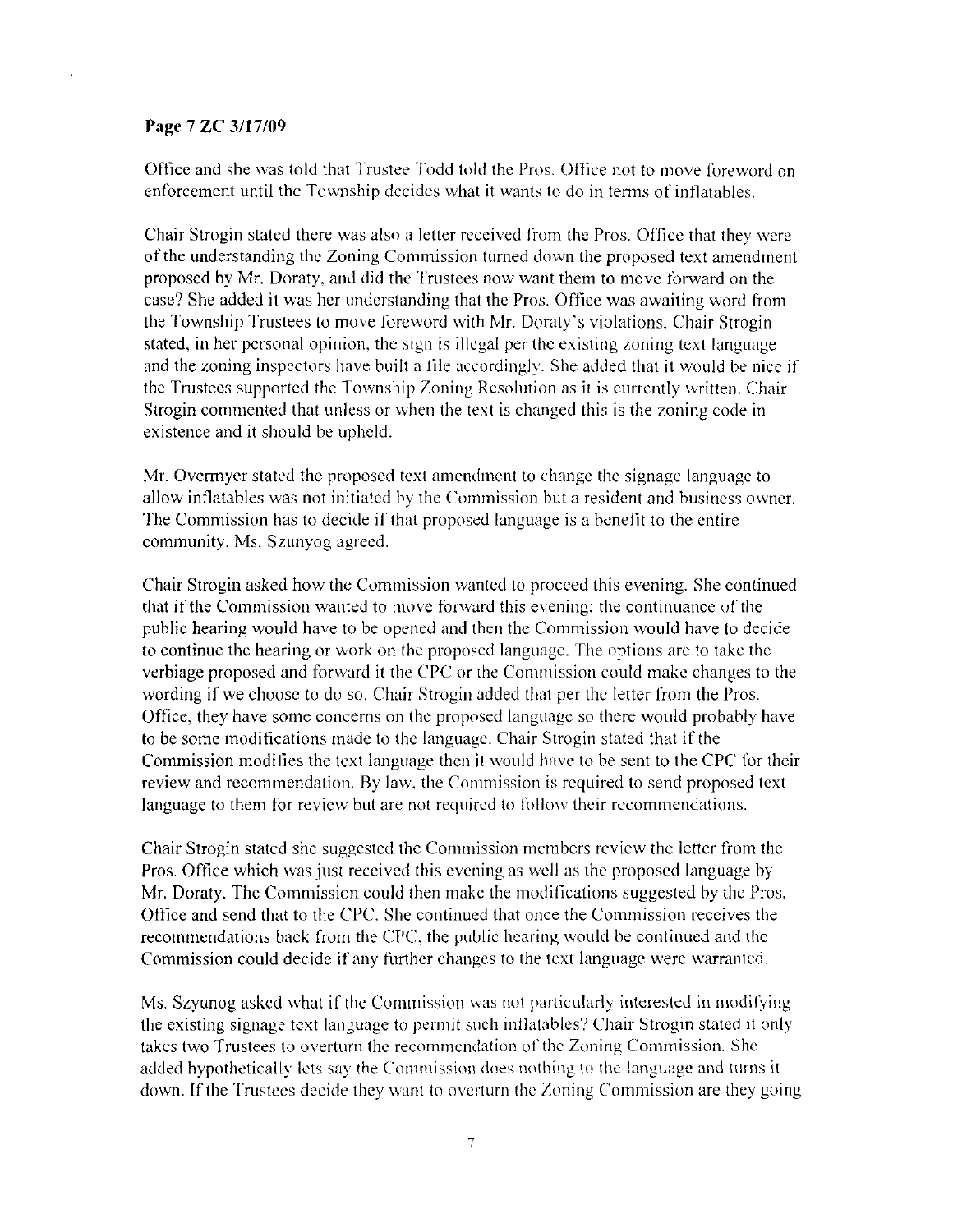Office and she was told that Trustee Todd told the Pros. Office not to move foreword on enforcement until the Township decides what it wants to do in terms of inflatables.

Chair Strogin stated there was also a letter received from the Pros. Office that they were of the understanding the Zoning Commission turned down the proposed text amendment proposed by Mr. Doraty, and did the Trustees now want them to move forward on the case? She added it was her understanding that the Pros. Office was awaiting word from the Township Trustees to move foreword with Mr. Doraty's violations. Chair Strogin stated, in her personal opinion, the sign is illegal per the existing zoning text language and the zoning inspectors have built a file accordingly. She added that it would be nice if the Trustees supported the Township Zoning Resolution as it is currently written. Chair Strogin commented that unless or when the text is changed this is the zoning code in existence and it should be upheld.

Mr. Overmyer stated the proposed text amendment to change the signage language to allow inflatables was not initiated by the Commission but a resident and business owner. The Commission has to decide if that proposed language is a benefit to the entire community. Ms. Szunyog agreed.

Chair Strogin asked how the Commission wanted to proceed this evening. She continued that if the Commission wanted to move forward this evening; the continuance of the public hearing would have to be opened and then the Commission would have to decide to continue the hearing or work on the proposed language. The options are to take the verbiage proposed and forward it the CPC or the Commission could make changes to the wording if we choose to do so. Chair Strogin added that per the letter from the Pros. Office, they have some concerns on the proposed language so there would probably have to be some modifications made to the language. Chair Strogin stated that if the Commission modifies the text language then it would have to be sent to the CPC for their review and recommendation. By law, the Commission is required to send proposed text language to them for review but are not required to follow their recommendations.

Chair Strogin stated she suggested the Commission members review the letter from the Pros. Office which was just received this evening as well as the proposed language by Mr. Doraty. The Commission could then make the modifications suggested by the Pros. Office and send that to the CPC. She continued that once the Commission receives the recommendations back from the CPC, the public hearing would be continued and the Commission could decide if any further changes to the text language were warranted.

Ms. Szyunog asked what if the Commission was not particularly interested in modifying the existing signage text language to permit such inflatables? Chair Strogin stated it only takes two Trustees to overturn the recommendation of the Zoning Commission. She added hypothetically lets say the Commission does nothing to the language and turns it down. If the Trustees decide they want to overturn the Zoning Commission are they going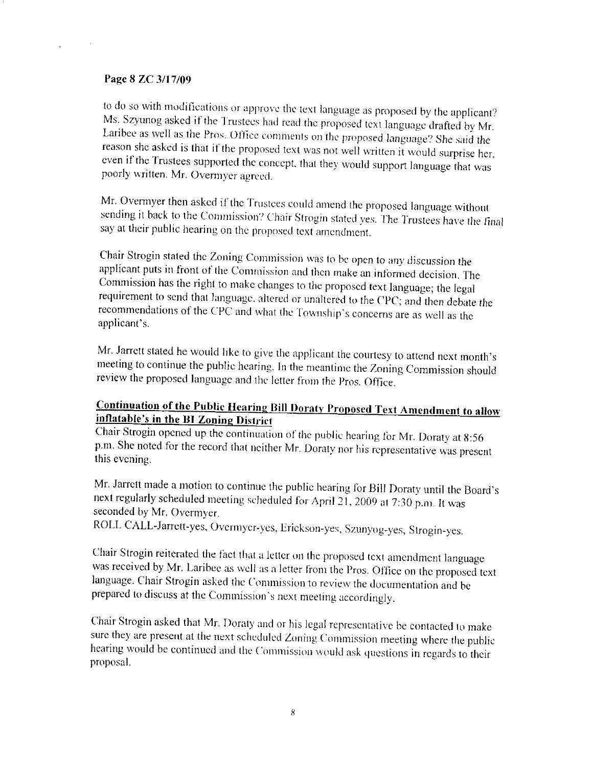**Page 8 ZC 3/17/09**

to do so with modifications or approve the text language as proposed by the applicant? Ms. Szyunog asked if the Trustees had read the proposed text language drafted by Mr. Laribee as well as the Pros. Office comments on the proposed language? She said the reason she asked is that if the proposed text was not well written it would surprise her, even if the Trustees supported the concept, that they would support language that was poorly written. Mr. Overmyer agreed.

Mr. Overmyer then asked if the Trustees could amend the proposed language without sending it back to the Commission? Chair Strogin stated yes. The Trustees have the final say at their public hearing on the proposed text amendment.

Chair Strogin stated the Zoning Commission was to be open to any discussion the applicant puts in front of the Commission and then make an informed decision. The Commission has the right to make changes to the proposed text language; the legal requirement to send that language, altered or unaltered to the CPC; and then debate the recommendations of the CPC and what the Township's concerns are as well as the applicant's.

Mr. Jarrett stated he would like to give the applicant the courtesy to attend next month's meeting to continue the public hearing. In the meantime the Zoning Commission should review the proposed language and the letter from the Pros. Office.

**Continuation of the Public Hearing Bill Doraty Proposed Text Amendment to allow inflatable's in the BI Zoning District**

Chair Strogin opened up the continuation of the public hearing for Mr. Doraty at 8:56 p.m. She noted for the record that neither Mr. Doraty nor his representative was present this evening.

Mr. Jarrett made a motion to continue the public hearing for Bill Doraty until the Board's next regularly scheduled meeting scheduled for April 21, 2009 at 7:30 p.m. It was seconded by Mr. Overmyer.
ROLL CALL-Jarrett-yes, Overmyer-yes, Erickson-yes, Szunyog-yes, Strogin-yes.

Chair Strogin reiterated the fact that a letter on the proposed text amendment language was received by Mr. Laribee as well as a letter from the Pros. Office on the proposed text language. Chair Strogin asked the Commission to review the documentation and be prepared to discuss at the Commission's next meeting accordingly.

Chair Strogin asked that Mr. Doraty and or his legal representative be contacted to make sure they are present at the next scheduled Zoning Commission meeting where the public hearing would be continued and the Commission would ask questions in regards to their proposal.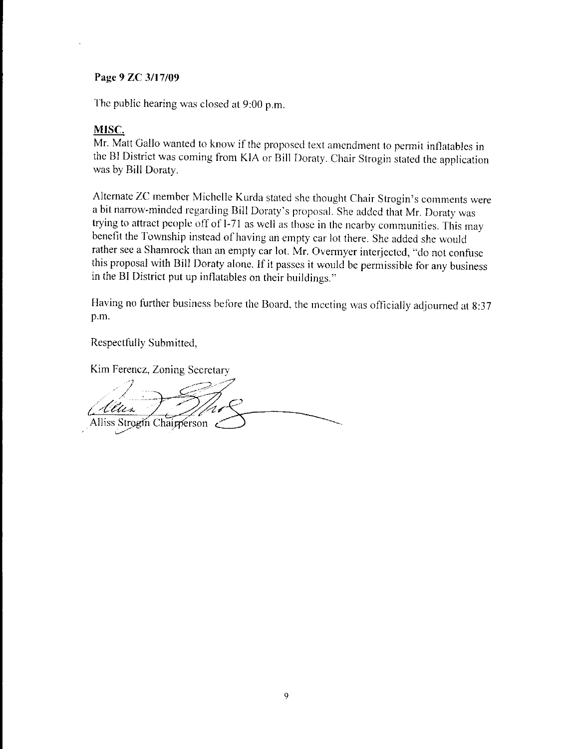Page 9 ZC 3/17/09

The public hearing was closed at 9:00 p.m.

**MISC.**

Mr. Matt Gallo wanted to know if the proposed text amendment to permit inflatables in the BI District was coming from KIA or Bill Doraty. Chair Strogin stated the application was by Bill Doraty.

Alternate ZC member Michelle Kurda stated she thought Chair Strogin's comments were a bit narrow-minded regarding Bill Doraty's proposal. She added that Mr. Doraty was trying to attract people off of I-71 as well as those in the nearby communities. This may benefit the Township instead of having an empty car lot there. She added she would rather see a Shamrock than an empty car lot. Mr. Overmyer interjected, "do not confuse this proposal with Bill Doraty alone. If it passes it would be permissible for any business in the BI District put up inflatables on their buildings."

Having no further business before the Board, the meeting was officially adjourned at 8:37 p.m.

Respectfully Submitted,

Kim Ferencz, Zoning Secretary

Alliss Strogin Chairperson